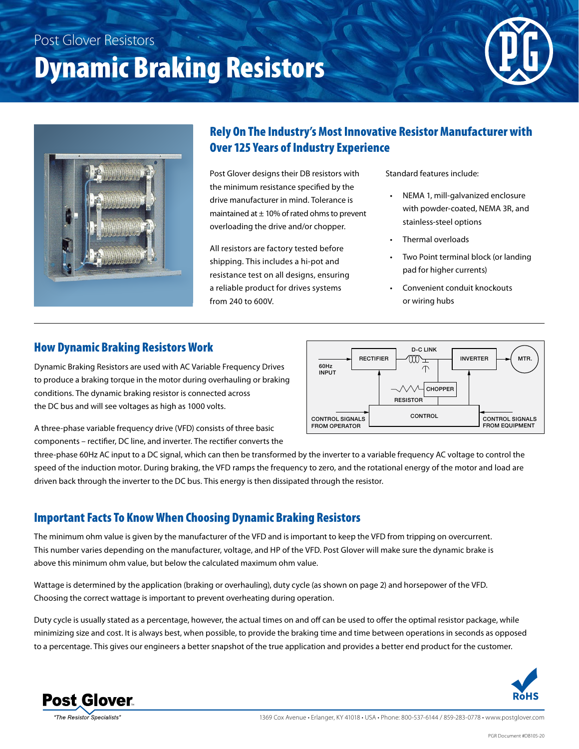Post Glover Resistors

# Dynamic Braking Resistors

## Rely On The Industry's Most Innovative Resistor Manufacturer with Over 125 Years of Industry Experience

Post Glover designs their DB resistors with the minimum resistance specified by the drive manufacturer in mind. Tolerance is maintained at ± 10% of rated ohms to prevent overloading the drive and/or chopper.

All resistors are factory tested before shipping. This includes a hi-pot and resistance test on all designs, ensuring a reliable product for drives systems from 240 to 600V.

Standard features include:

- NEMA 1, mill-galvanized enclosure with powder-coated, NEMA 3R, and stainless-steel options
- Thermal overloads
- Two Point terminal block (or landing pad for higher currents)
- Convenient conduit knockouts or wiring hubs

## How Dynamic Braking Resistors Work

Dynamic Braking Resistors are used with AC Variable Frequency Drives to produce a braking torque in the motor during overhauling or braking conditions. The dynamic braking resistor is connected across the DC bus and will see voltages as high as 1000 volts.

A three-phase variable frequency drive (VFD) consists of three basic components – rectifier, DC line, and inverter. The rectifier converts the three-phase 60Hz AC input to a DC signal, which can then be transformed by the inverter to a variable frequency AC voltage to control the speed of the induction motor. During braking, the VFD ramps the frequency to zero, and the rotational energy of the motor and load are driven back through the inverter to the DC bus. This energy is then dissipated through the resistor.

60Hz INPUT · RECTIFIER · D-C LINK · INVERTER · MTR. · CHOPPER · RESISTOR · CONTROL · CONTROL SIGNALS FROM OPERATOR · CONTROL SIGNALS FROM EQUIPMENT

## Important Facts To Know When Choosing Dynamic Braking Resistors

The minimum ohm value is given by the manufacturer of the VFD and is important to keep the VFD from tripping on overcurrent. This number varies depending on the manufacturer, voltage, and HP of the VFD. Post Glover will make sure the dynamic brake is above this minimum ohm value, but below the calculated maximum ohm value.

Wattage is determined by the application (braking or overhauling), duty cycle (as shown on page 2) and horsepower of the VFD. Choosing the correct wattage is important to prevent overheating during operation.

Duty cycle is usually stated as a percentage, however, the actual times on and off can be used to offer the optimal resistor package, while minimizing size and cost. It is always best, when possible, to provide the braking time and time between operations in seconds as opposed to a percentage. This gives our engineers a better snapshot of the true application and provides a better end product for the customer.

Post Glover — "The Resistor Specialists"

RoHS

1369 Cox Avenue • Erlanger, KY 41018 • USA • Phone: 800-537-6144 / 859-283-0778 • www.postglover.com

PGR Document #DB105-20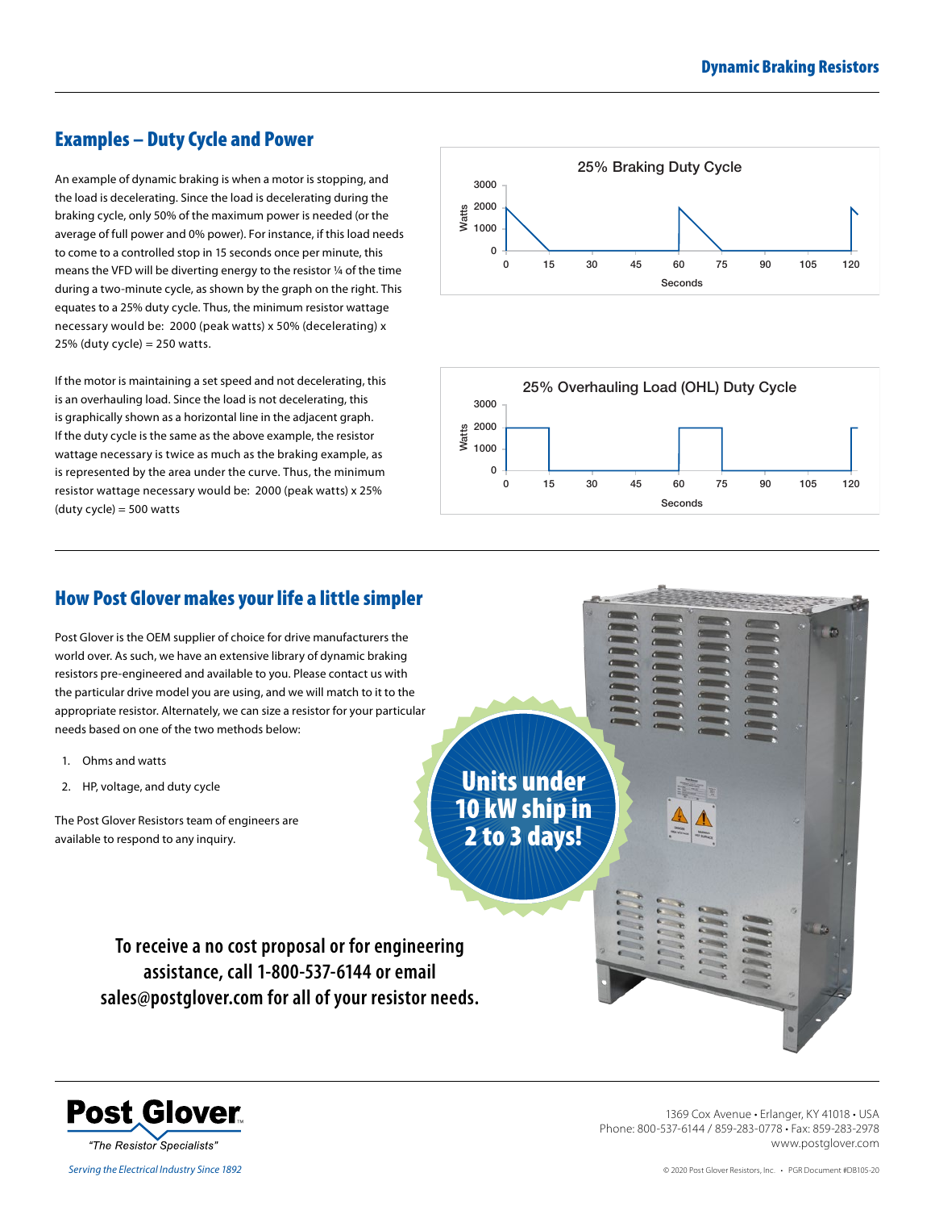## Examples – Duty Cycle and Power

An example of dynamic braking is when a motor is stopping, and the load is decelerating. Since the load is decelerating during the braking cycle, only 50% of the maximum power is needed (or the average of full power and 0% power). For instance, if this load needs to come to a controlled stop in 15 seconds once per minute, this means the VFD will be diverting energy to the resistor ¼ of the time during a two-minute cycle, as shown by the graph on the right. This equates to a 25% duty cycle. Thus, the minimum resistor wattage necessary would be: 2000 (peak watts) x 50% (decelerating) x 25% (duty cycle) = 250 watts.

25% Braking Duty Cycle

Watts: 0, 1000, 2000, 3000

Seconds: 0, 15, 30, 45, 60, 75, 90, 105, 120

If the motor is maintaining a set speed and not decelerating, this is an overhauling load. Since the load is not decelerating, this is graphically shown as a horizontal line in the adjacent graph. If the duty cycle is the same as the above example, the resistor wattage necessary is twice as much as the braking example, as is represented by the area under the curve. Thus, the minimum resistor wattage necessary would be: 2000 (peak watts) x 25% (duty cycle) = 500 watts

25% Overhauling Load (OHL) Duty Cycle

Watts: 0, 1000, 2000, 3000

Seconds: 0, 15, 30, 45, 60, 75, 90, 105, 120

## How Post Glover makes your life a little simpler

Post Glover is the OEM supplier of choice for drive manufacturers the world over. As such, we have an extensive library of dynamic braking resistors pre-engineered and available to you. Please contact us with the particular drive model you are using, and we will match to it to the appropriate resistor. Alternately, we can size a resistor for your particular needs based on one of the two methods below:

1. Ohms and watts
2. HP, voltage, and duty cycle

The Post Glover Resistors team of engineers are available to respond to any inquiry.

**Units under 10 kW ship in 2 to 3 days!**

**To receive a no cost proposal or for engineering assistance, call 1-800-537-6144 or email sales@postglover.com for all of your resistor needs.**

**Post Glover**
*"The Resistor Specialists"*

*Serving the Electrical Industry Since 1892*

1369 Cox Avenue • Erlanger, KY 41018 • USA
Phone: 800-537-6144 / 859-283-0778 • Fax: 859-283-2978
www.postglover.com

© 2020 Post Glover Resistors, Inc. • PGR Document #DB105-20